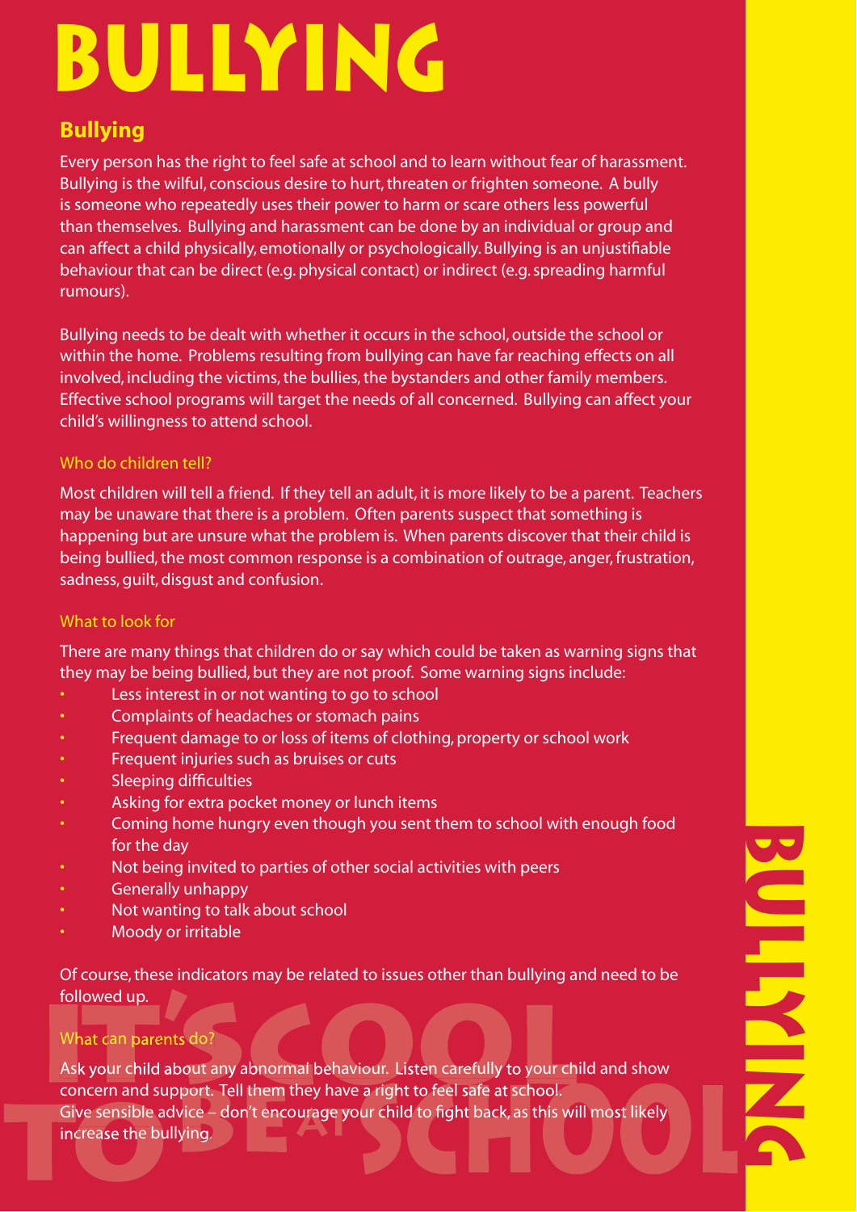# BULLYING

## Bullying

Every person has the right to feel safe at school and to learn without fear of harassment. Bullying is the wilful, conscious desire to hurt, threaten or frighten someone. A bully is someone who repeatedly uses their power to harm or scare others less powerful than themselves. Bullying and harassment can be done by an individual or group and can affect a child physically, emotionally or psychologically. Bullying is an unjustifiable behaviour that can be direct (e.g. physical contact) or indirect (e.g. spreading harmful rumours).

Bullying needs to be dealt with whether it occurs in the school, outside the school or within the home. Problems resulting from bullying can have far reaching effects on all involved, including the victims, the bullies, the bystanders and other family members. Effective school programs will target the needs of all concerned. Bullying can affect your child's willingness to attend school.

### Who do children tell?

Most children will tell a friend. If they tell an adult, it is more likely to be a parent. Teachers may be unaware that there is a problem. Often parents suspect that something is happening but are unsure what the problem is. When parents discover that their child is being bullied, the most common response is a combination of outrage, anger, frustration, sadness, guilt, disgust and confusion.

### What to look for

There are many things that children do or say which could be taken as warning signs that they may be being bullied, but they are not proof. Some warning signs include:

- Less interest in or not wanting to go to school
- Complaints of headaches or stomach pains
- Frequent damage to or loss of items of clothing, property or school work
- Frequent injuries such as bruises or cuts
- Sleeping difficulties
- Asking for extra pocket money or lunch items
- Coming home hungry even though you sent them to school with enough food for the day
- Not being invited to parties of other social activities with peers
- Generally unhappy
- Not wanting to talk about school
- Moody or irritable

Of course, these indicators may be related to issues other than bullying and need to be followed up.

### What can parents do?

Ask your child about any abnormal behaviour. Listen carefully to your child and show concern and support. Tell them they have a right to feel safe at school.
Give sensible advice – don't encourage your child to fight back, as this will most likely increase the bullying.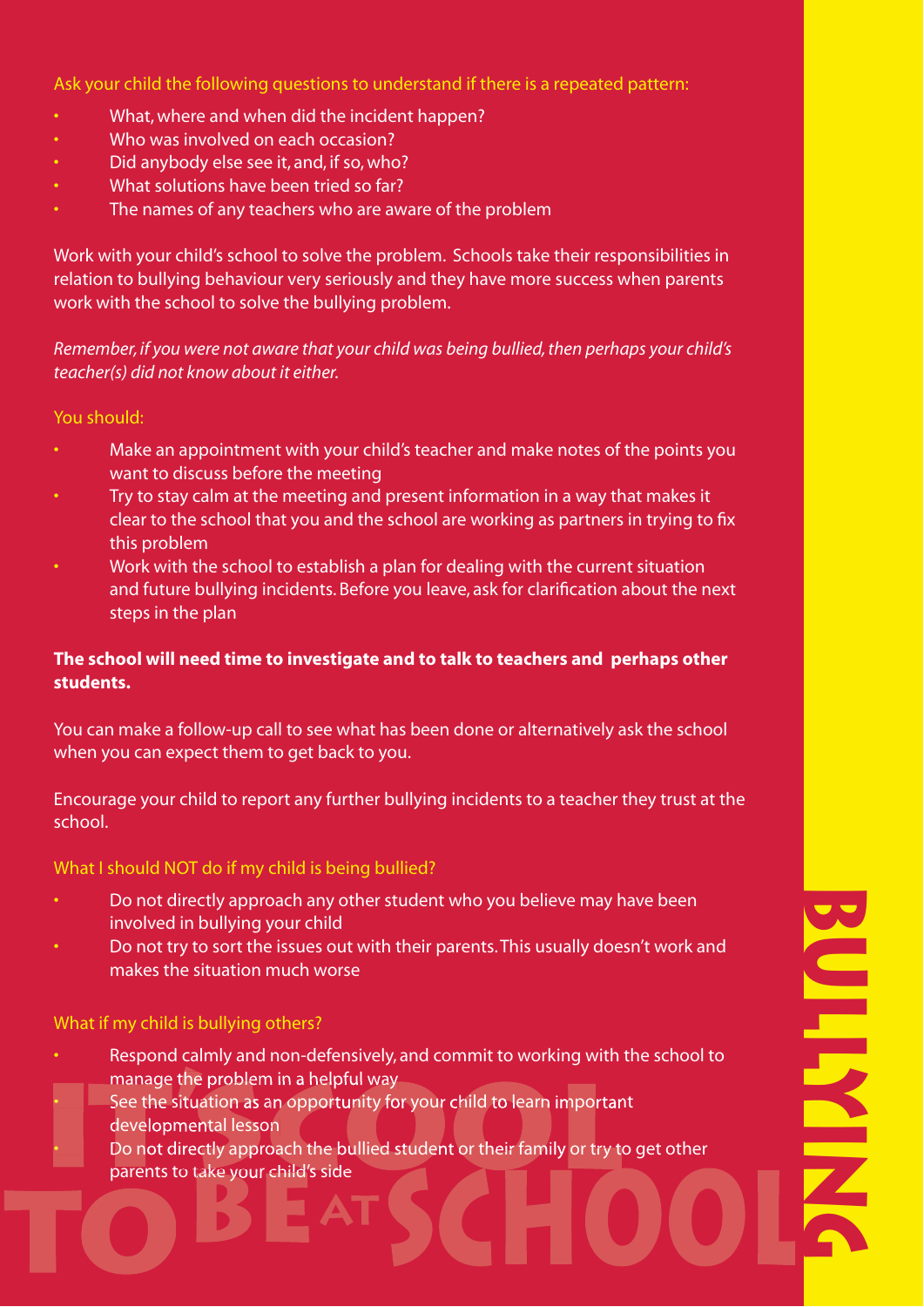Ask your child the following questions to understand if there is a repeated pattern:

- What, where and when did the incident happen?
- Who was involved on each occasion?
- Did anybody else see it, and, if so, who?
- What solutions have been tried so far?
- The names of any teachers who are aware of the problem

Work with your child's school to solve the problem. Schools take their responsibilities in relation to bullying behaviour very seriously and they have more success when parents work with the school to solve the bullying problem.

*Remember, if you were not aware that your child was being bullied, then perhaps your child's teacher(s) did not know about it either.*

You should:

- Make an appointment with your child's teacher and make notes of the points you want to discuss before the meeting
- Try to stay calm at the meeting and present information in a way that makes it clear to the school that you and the school are working as partners in trying to fix this problem
- Work with the school to establish a plan for dealing with the current situation and future bullying incidents. Before you leave, ask for clarification about the next steps in the plan

**The school will need time to investigate and to talk to teachers and perhaps other students.**

You can make a follow-up call to see what has been done or alternatively ask the school when you can expect them to get back to you.

Encourage your child to report any further bullying incidents to a teacher they trust at the school.

What I should NOT do if my child is being bullied?

- Do not directly approach any other student who you believe may have been involved in bullying your child
- Do not try to sort the issues out with their parents. This usually doesn't work and makes the situation much worse

What if my child is bullying others?

- Respond calmly and non-defensively, and commit to working with the school to manage the problem in a helpful way
- See the situation as an opportunity for your child to learn important developmental lesson
- Do not directly approach the bullied student or their family or try to get other parents to take your child's side